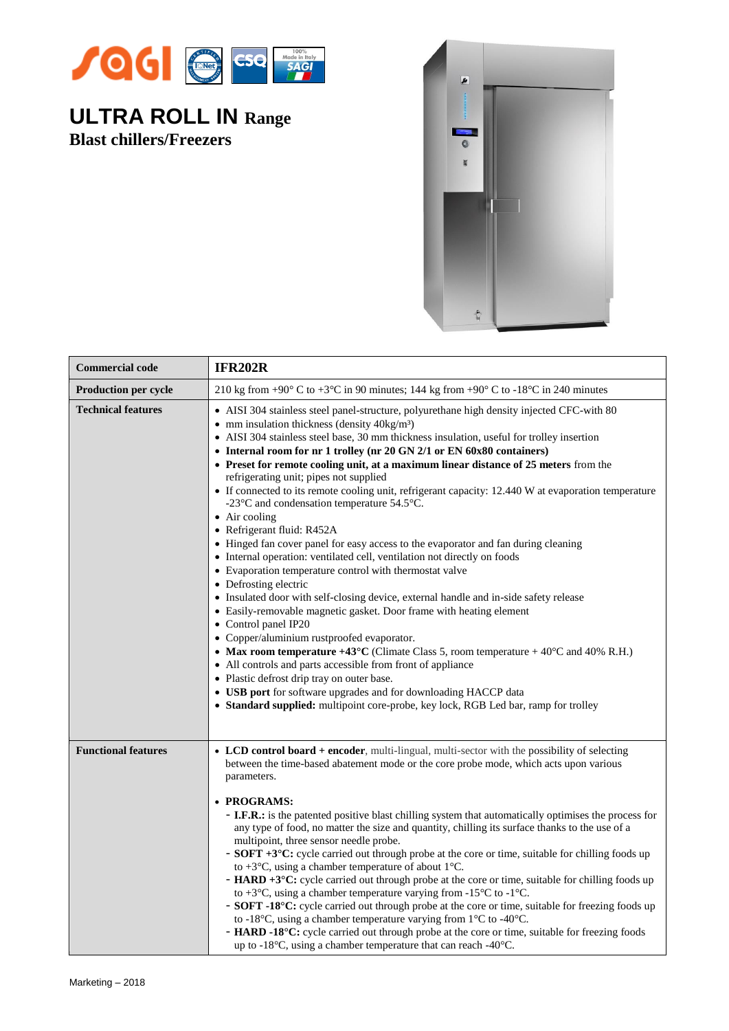# ULTRA ROLL IN Range

## Blast chillers/Freezers

| Commercial code | IFR202R |
|---|---|
| Production per cycle | 210 kg from +90° C to +3°C in 90 minutes; 144 kg from +90° C to -18°C in 240 minutes |
| Technical features | • AISI 304 stainless steel panel-structure, polyurethane high density injected CFC-with 80<br>• mm insulation thickness (density 40kg/m³)<br>• AISI 304 stainless steel base, 30 mm thickness insulation, useful for trolley insertion<br>• **Internal room for nr 1 trolley (nr 20 GN 2/1 or EN 60x80 containers)**<br>• **Preset for remote cooling unit, at a maximum linear distance of 25 meters** from the refrigerating unit; pipes not supplied<br>• If connected to its remote cooling unit, refrigerant capacity: 12.440 W at evaporation temperature -23°C and condensation temperature 54.5°C.<br>• Air cooling<br>• Refrigerant fluid: R452A<br>• Hinged fan cover panel for easy access to the evaporator and fan during cleaning<br>• Internal operation: ventilated cell, ventilation not directly on foods<br>• Evaporation temperature control with thermostat valve<br>• Defrosting electric<br>• Insulated door with self-closing device, external handle and in-side safety release<br>• Easily-removable magnetic gasket. Door frame with heating element<br>• Control panel IP20<br>• Copper/aluminium rustproofed evaporator.<br>• **Max room temperature +43°C** (Climate Class 5, room temperature + 40°C and 40% R.H.)<br>• All controls and parts accessible from front of appliance<br>• Plastic defrost drip tray on outer base.<br>• **USB port** for software upgrades and for downloading HACCP data<br>• **Standard supplied:** multipoint core-probe, key lock, RGB Led bar, ramp for trolley |
| Functional features | • **LCD control board + encoder**, multi-lingual, multi-sector with the possibility of selecting between the time-based abatement mode or the core probe mode, which acts upon various parameters.<br><br>• **PROGRAMS:**<br>- **I.F.R.:** is the patented positive blast chilling system that automatically optimises the process for any type of food, no matter the size and quantity, chilling its surface thanks to the use of a multipoint, three sensor needle probe.<br>- **SOFT +3°C:** cycle carried out through probe at the core or time, suitable for chilling foods up to +3°C, using a chamber temperature of about 1°C.<br>- **HARD +3°C:** cycle carried out through probe at the core or time, suitable for chilling foods up to +3°C, using a chamber temperature varying from -15°C to -1°C.<br>- **SOFT -18°C:** cycle carried out through probe at the core or time, suitable for freezing foods up to -18°C, using a chamber temperature varying from 1°C to -40°C.<br>- **HARD -18°C:** cycle carried out through probe at the core or time, suitable for freezing foods up to -18°C, using a chamber temperature that can reach -40°C. |

Marketing – 2018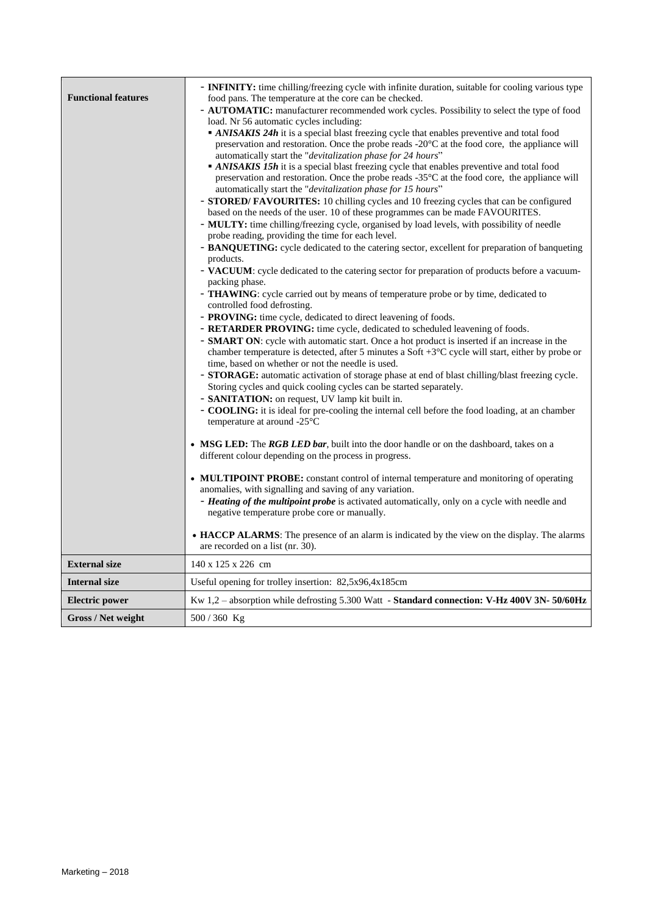| | |
|---|---|
| **Functional features** | - **INFINITY:** time chilling/freezing cycle with infinite duration, suitable for cooling various type food pans. The temperature at the core can be checked.<br>- **AUTOMATIC:** manufacturer recommended work cycles. Possibility to select the type of food load. Nr 56 automatic cycles including:<br>&nbsp;&nbsp;▪ ***ANISAKIS 24h*** it is a special blast freezing cycle that enables preventive and total food preservation and restoration. Once the probe reads -20°C at the food core, the appliance will automatically start the "*devitalization phase for 24 hours*"<br>&nbsp;&nbsp;▪ ***ANISAKIS 15h*** it is a special blast freezing cycle that enables preventive and total food preservation and restoration. Once the probe reads -35°C at the food core, the appliance will automatically start the "*devitalization phase for 15 hours*"<br>- **STORED/ FAVOURITES:** 10 chilling cycles and 10 freezing cycles that can be configured based on the needs of the user. 10 of these programmes can be made FAVOURITES.<br>- **MULTY:** time chilling/freezing cycle, organised by load levels, with possibility of needle probe reading, providing the time for each level.<br>- **BANQUETING:** cycle dedicated to the catering sector, excellent for preparation of banqueting products.<br>- **VACUUM**: cycle dedicated to the catering sector for preparation of products before a vacuum-packing phase.<br>- **THAWING**: cycle carried out by means of temperature probe or by time, dedicated to controlled food defrosting.<br>- **PROVING:** time cycle, dedicated to direct leavening of foods.<br>- **RETARDER PROVING:** time cycle, dedicated to scheduled leavening of foods.<br>- **SMART ON**: cycle with automatic start. Once a hot product is inserted if an increase in the chamber temperature is detected, after 5 minutes a Soft +3°C cycle will start, either by probe or time, based on whether or not the needle is used.<br>- **STORAGE:** automatic activation of storage phase at end of blast chilling/blast freezing cycle. Storing cycles and quick cooling cycles can be started separately.<br>- **SANITATION:** on request, UV lamp kit built in.<br>- **COOLING:** it is ideal for pre-cooling the internal cell before the food loading, at an chamber temperature at around -25°C<br><br>• **MSG LED:** The ***RGB LED bar***, built into the door handle or on the dashboard, takes on a different colour depending on the process in progress.<br><br>• **MULTIPOINT PROBE:** constant control of internal temperature and monitoring of operating anomalies, with signalling and saving of any variation.<br>&nbsp;&nbsp;- ***Heating of the multipoint probe*** is activated automatically, only on a cycle with needle and negative temperature probe core or manually.<br><br>• **HACCP ALARMS**: The presence of an alarm is indicated by the view on the display. The alarms are recorded on a list (nr. 30). |
| **External size** | 140 x 125 x 226 cm |
| **Internal size** | Useful opening for trolley insertion: 82,5x96,4x185cm |
| **Electric power** | Kw 1,2 – absorption while defrosting 5.300 Watt - **Standard connection: V-Hz 400V 3N- 50/60Hz** |
| **Gross / Net weight** | 500 / 360 Kg |

Marketing – 2018